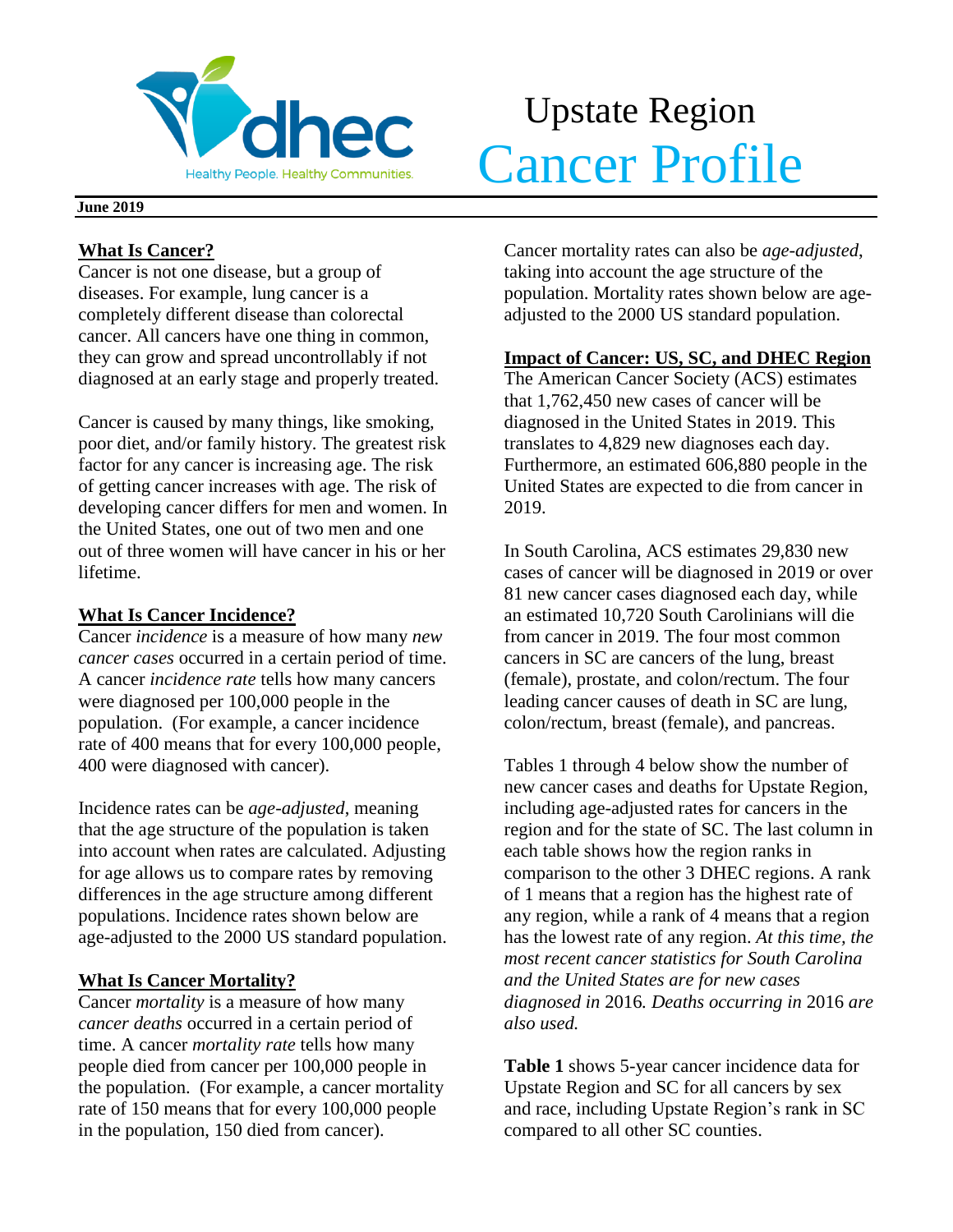# Upstate Region Cancer Profile

**June 2019**

## What Is Cancer?

Cancer is not one disease, but a group of diseases. For example, lung cancer is a completely different disease than colorectal cancer. All cancers have one thing in common, they can grow and spread uncontrollably if not diagnosed at an early stage and properly treated.

Cancer is caused by many things, like smoking, poor diet, and/or family history. The greatest risk factor for any cancer is increasing age. The risk of getting cancer increases with age. The risk of developing cancer differs for men and women. In the United States, one out of two men and one out of three women will have cancer in his or her lifetime.

## What Is Cancer Incidence?

Cancer *incidence* is a measure of how many *new cancer cases* occurred in a certain period of time. A cancer *incidence rate* tells how many cancers were diagnosed per 100,000 people in the population. (For example, a cancer incidence rate of 400 means that for every 100,000 people, 400 were diagnosed with cancer).

Incidence rates can be *age-adjusted*, meaning that the age structure of the population is taken into account when rates are calculated. Adjusting for age allows us to compare rates by removing differences in the age structure among different populations. Incidence rates shown below are age-adjusted to the 2000 US standard population.

## What Is Cancer Mortality?

Cancer *mortality* is a measure of how many *cancer deaths* occurred in a certain period of time. A cancer *mortality rate* tells how many people died from cancer per 100,000 people in the population. (For example, a cancer mortality rate of 150 means that for every 100,000 people in the population, 150 died from cancer).

Cancer mortality rates can also be *age-adjusted*, taking into account the age structure of the population. Mortality rates shown below are age-adjusted to the 2000 US standard population.

## Impact of Cancer: US, SC, and DHEC Region

The American Cancer Society (ACS) estimates that 1,762,450 new cases of cancer will be diagnosed in the United States in 2019. This translates to 4,829 new diagnoses each day. Furthermore, an estimated 606,880 people in the United States are expected to die from cancer in 2019.

In South Carolina, ACS estimates 29,830 new cases of cancer will be diagnosed in 2019 or over 81 new cancer cases diagnosed each day, while an estimated 10,720 South Carolinians will die from cancer in 2019. The four most common cancers in SC are cancers of the lung, breast (female), prostate, and colon/rectum. The four leading cancer causes of death in SC are lung, colon/rectum, breast (female), and pancreas.

Tables 1 through 4 below show the number of new cancer cases and deaths for Upstate Region, including age-adjusted rates for cancers in the region and for the state of SC. The last column in each table shows how the region ranks in comparison to the other 3 DHEC regions. A rank of 1 means that a region has the highest rate of any region, while a rank of 4 means that a region has the lowest rate of any region. *At this time, the most recent cancer statistics for South Carolina and the United States are for new cases diagnosed in* 2016*. Deaths occurring in* 2016 *are also used.*

**Table 1** shows 5-year cancer incidence data for Upstate Region and SC for all cancers by sex and race, including Upstate Region's rank in SC compared to all other SC counties.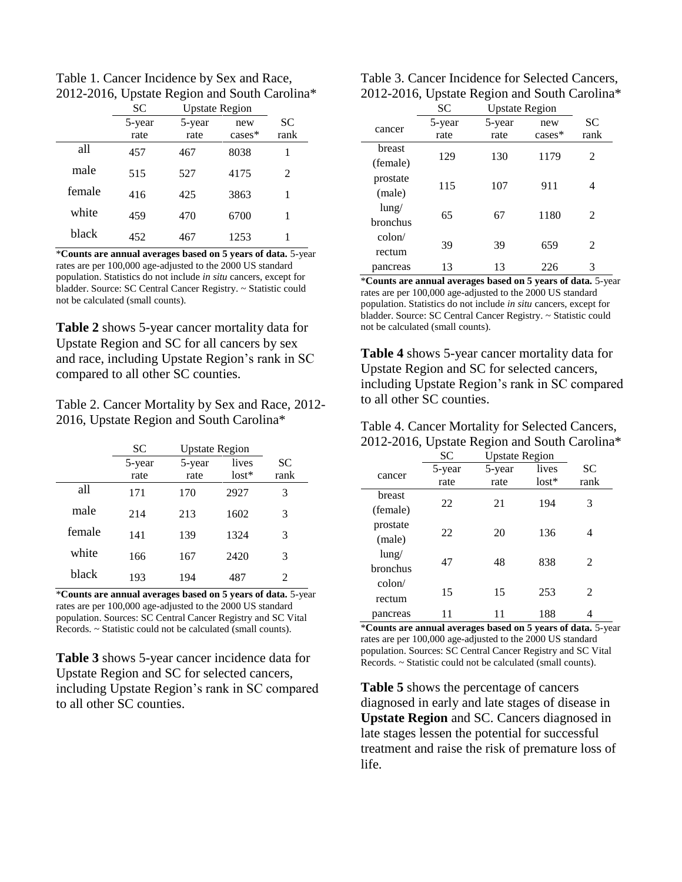Table 1. Cancer Incidence by Sex and Race, 2012-2016, Upstate Region and South Carolina*

| | SC | Upstate Region | | |
|---|---|---|---|---|
| | 5-year rate | 5-year rate | new cases* | SC rank |
| all | 457 | 467 | 8038 | 1 |
| male | 515 | 527 | 4175 | 2 |
| female | 416 | 425 | 3863 | 1 |
| white | 459 | 470 | 6700 | 1 |
| black | 452 | 467 | 1253 | 1 |

***Counts are annual averages based on 5 years of data.** 5-year rates are per 100,000 age-adjusted to the 2000 US standard population. Statistics do not include *in situ* cancers, except for bladder. Source: SC Central Cancer Registry. ~ Statistic could not be calculated (small counts).

**Table 2** shows 5-year cancer mortality data for Upstate Region and SC for all cancers by sex and race, including Upstate Region's rank in SC compared to all other SC counties.

Table 2. Cancer Mortality by Sex and Race, 2012-2016, Upstate Region and South Carolina*

| | SC | Upstate Region | | |
|---|---|---|---|---|
| | 5-year rate | 5-year rate | lives lost* | SC rank |
| all | 171 | 170 | 2927 | 3 |
| male | 214 | 213 | 1602 | 3 |
| female | 141 | 139 | 1324 | 3 |
| white | 166 | 167 | 2420 | 3 |
| black | 193 | 194 | 487 | 2 |

***Counts are annual averages based on 5 years of data.** 5-year rates are per 100,000 age-adjusted to the 2000 US standard population. Sources: SC Central Cancer Registry and SC Vital Records. ~ Statistic could not be calculated (small counts).

**Table 3** shows 5-year cancer incidence data for Upstate Region and SC for selected cancers, including Upstate Region's rank in SC compared to all other SC counties.

Table 3. Cancer Incidence for Selected Cancers, 2012-2016, Upstate Region and South Carolina*

| | SC | Upstate Region | | |
|---|---|---|---|---|
| cancer | 5-year rate | 5-year rate | new cases* | SC rank |
| breast (female) | 129 | 130 | 1179 | 2 |
| prostate (male) | 115 | 107 | 911 | 4 |
| lung/ bronchus | 65 | 67 | 1180 | 2 |
| colon/ rectum | 39 | 39 | 659 | 2 |
| pancreas | 13 | 13 | 226 | 3 |

***Counts are annual averages based on 5 years of data.** 5-year rates are per 100,000 age-adjusted to the 2000 US standard population. Statistics do not include *in situ* cancers, except for bladder. Source: SC Central Cancer Registry. ~ Statistic could not be calculated (small counts).

**Table 4** shows 5-year cancer mortality data for Upstate Region and SC for selected cancers, including Upstate Region's rank in SC compared to all other SC counties.

Table 4. Cancer Mortality for Selected Cancers, 2012-2016, Upstate Region and South Carolina*

| | SC | Upstate Region | | |
|---|---|---|---|---|
| cancer | 5-year rate | 5-year rate | lives lost* | SC rank |
| breast (female) | 22 | 21 | 194 | 3 |
| prostate (male) | 22 | 20 | 136 | 4 |
| lung/ bronchus | 47 | 48 | 838 | 2 |
| colon/ rectum | 15 | 15 | 253 | 2 |
| pancreas | 11 | 11 | 188 | 4 |

***Counts are annual averages based on 5 years of data.** 5-year rates are per 100,000 age-adjusted to the 2000 US standard population. Sources: SC Central Cancer Registry and SC Vital Records. ~ Statistic could not be calculated (small counts).

**Table 5** shows the percentage of cancers diagnosed in early and late stages of disease in **Upstate Region** and SC. Cancers diagnosed in late stages lessen the potential for successful treatment and raise the risk of premature loss of life.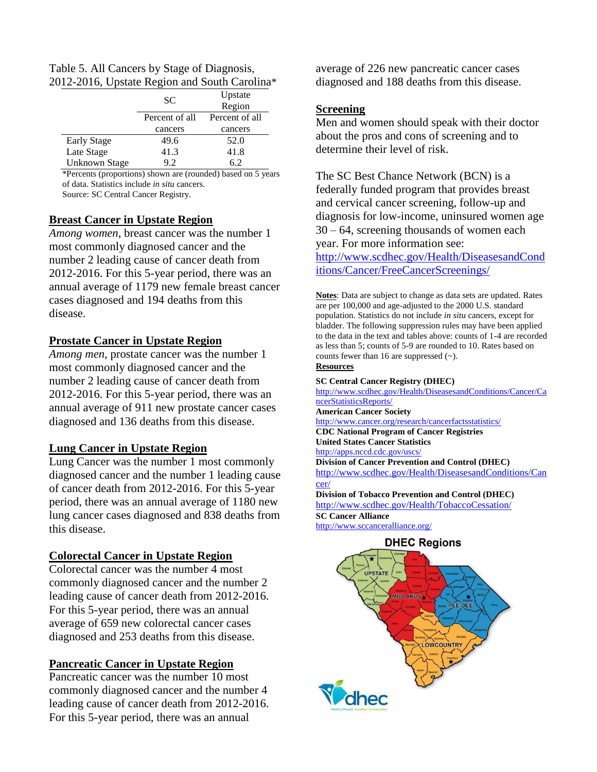Table 5. All Cancers by Stage of Diagnosis, 2012-2016, Upstate Region and South Carolina*

| | SC | Upstate Region |
|---|---|---|
| | Percent of all cancers | Percent of all cancers |
| Early Stage | 49.6 | 52.0 |
| Late Stage | 41.3 | 41.8 |
| Unknown Stage | 9.2 | 6.2 |

*Percents (proportions) shown are (rounded) based on 5 years of data. Statistics include *in situ* cancers.
Source: SC Central Cancer Registry.

## Breast Cancer in Upstate Region

*Among women*, breast cancer was the number 1 most commonly diagnosed cancer and the number 2 leading cause of cancer death from 2012-2016. For this 5-year period, there was an annual average of 1179 new female breast cancer cases diagnosed and 194 deaths from this disease.

## Prostate Cancer in Upstate Region

*Among men*, prostate cancer was the number 1 most commonly diagnosed cancer and the number 2 leading cause of cancer death from 2012-2016. For this 5-year period, there was an annual average of 911 new prostate cancer cases diagnosed and 136 deaths from this disease.

## Lung Cancer in Upstate Region

Lung Cancer was the number 1 most commonly diagnosed cancer and the number 1 leading cause of cancer death from 2012-2016. For this 5-year period, there was an annual average of 1180 new lung cancer cases diagnosed and 838 deaths from this disease.

## Colorectal Cancer in Upstate Region

Colorectal cancer was the number 4 most commonly diagnosed cancer and the number 2 leading cause of cancer death from 2012-2016. For this 5-year period, there was an annual average of 659 new colorectal cancer cases diagnosed and 253 deaths from this disease.

## Pancreatic Cancer in Upstate Region

Pancreatic cancer was the number 10 most commonly diagnosed cancer and the number 4 leading cause of cancer death from 2012-2016. For this 5-year period, there was an annual average of 226 new pancreatic cancer cases diagnosed and 188 deaths from this disease.

## Screening

Men and women should speak with their doctor about the pros and cons of screening and to determine their level of risk.

The SC Best Chance Network (BCN) is a federally funded program that provides breast and cervical cancer screening, follow-up and diagnosis for low-income, uninsured women age 30 – 64, screening thousands of women each year. For more information see: http://www.scdhec.gov/Health/DiseasesandConditions/Cancer/FreeCancerScreenings/

**Notes**: Data are subject to change as data sets are updated. Rates are per 100,000 and age-adjusted to the 2000 U.S. standard population. Statistics do not include *in situ* cancers, except for bladder. The following suppression rules may have been applied to the data in the text and tables above: counts of 1-4 are recorded as less than 5; counts of 5-9 are rounded to 10. Rates based on counts fewer than 16 are suppressed (~).

**Resources**

**SC Central Cancer Registry (DHEC)**
http://www.scdhec.gov/Health/DiseasesandConditions/Cancer/CancerStatisticsReports/

**American Cancer Society**
http://www.cancer.org/research/cancerfactsstatistics/

**CDC National Program of Cancer Registries**
**United States Cancer Statistics**
http://apps.nccd.cdc.gov/uscs/

**Division of Cancer Prevention and Control (DHEC)**
http://www.scdhec.gov/Health/DiseasesandConditions/Cancer/

**Division of Tobacco Prevention and Control (DHEC)**
http://www.scdhec.gov/Health/TobaccoCessation/

**SC Cancer Alliance**
http://www.sccanceralliance.org/

DHEC Regions

UPSTATE
MIDLANDS
PEE DEE
LOWCOUNTRY

dhec
Healthy People. Healthy Communities.